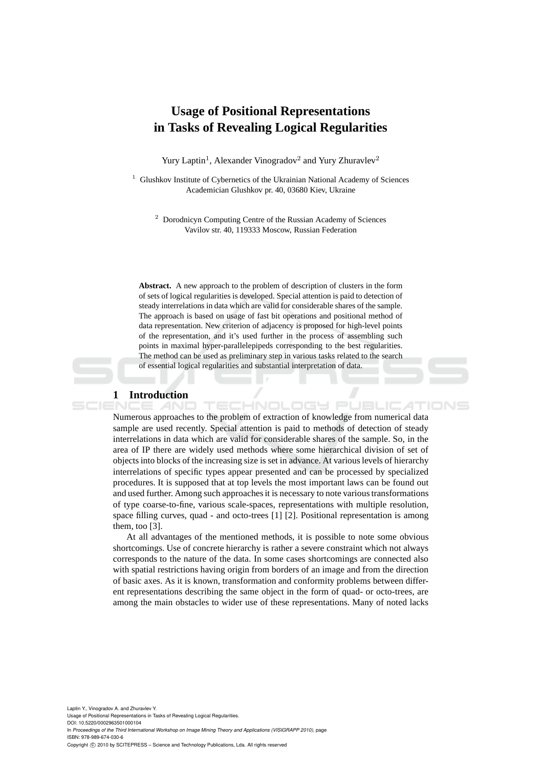# Usage of Positional Representations in Tasks of Revealing Logical Regularities

Yury Laptin[1], Alexander Vinogradov[2] and Yury Zhuravlev[2]

[1] Glushkov Institute of Cybernetics of the Ukrainian National Academy of Sciences
Academician Glushkov pr. 40, 03680 Kiev, Ukraine

[2] Dorodnicyn Computing Centre of the Russian Academy of Sciences
Vavilov str. 40, 119333 Moscow, Russian Federation

**Abstract.** A new approach to the problem of description of clusters in the form of sets of logical regularities is developed. Special attention is paid to detection of steady interrelations in data which are valid for considerable shares of the sample. The approach is based on usage of fast bit operations and positional method of data representation. New criterion of adjacency is proposed for high-level points of the representation, and it's used further in the process of assembling such points in maximal hyper-parallelepipeds corresponding to the best regularities. The method can be used as preliminary step in various tasks related to the search of essential logical regularities and substantial interpretation of data.

## 1 Introduction

Numerous approaches to the problem of extraction of knowledge from numerical data sample are used recently. Special attention is paid to methods of detection of steady interrelations in data which are valid for considerable shares of the sample. So, in the area of IP there are widely used methods where some hierarchical division of set of objects into blocks of the increasing size is set in advance. At various levels of hierarchy interrelations of specific types appear presented and can be processed by specialized procedures. It is supposed that at top levels the most important laws can be found out and used further. Among such approaches it is necessary to note various transformations of type coarse-to-fine, various scale-spaces, representations with multiple resolution, space filling curves, quad - and octo-trees [1] [2]. Positional representation is among them, too [3].

At all advantages of the mentioned methods, it is possible to note some obvious shortcomings. Use of concrete hierarchy is rather a severe constraint which not always corresponds to the nature of the data. In some cases shortcomings are connected also with spatial restrictions having origin from borders of an image and from the direction of basic axes. As it is known, transformation and conformity problems between different representations describing the same object in the form of quad- or octo-trees, are among the main obstacles to wider use of these representations. Many of noted lacks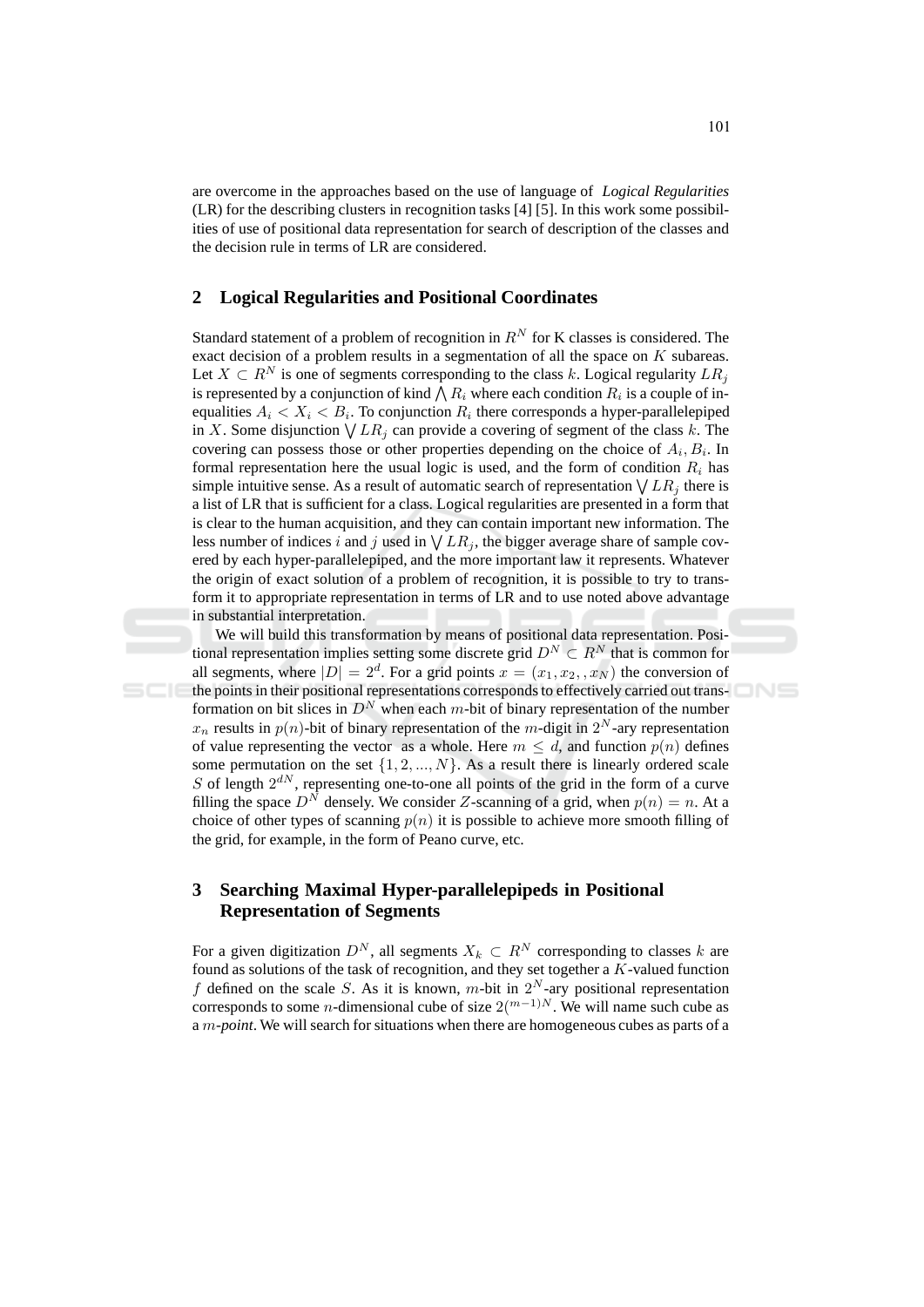are overcome in the approaches based on the use of language of *Logical Regularities* (LR) for the describing clusters in recognition tasks [4] [5]. In this work some possibilities of use of positional data representation for search of description of the classes and the decision rule in terms of LR are considered.

## 2 Logical Regularities and Positional Coordinates

Standard statement of a problem of recognition in $R^N$ for K classes is considered. The exact decision of a problem results in a segmentation of all the space on $K$ subareas. Let $X \subset R^N$ is one of segments corresponding to the class $k$. Logical regularity $LR_j$ is represented by a conjunction of kind $\bigwedge R_i$ where each condition $R_i$ is a couple of inequalities $A_i < X_i < B_i$. To conjunction $R_i$ there corresponds a hyper-parallelepiped in $X$. Some disjunction $\bigvee LR_j$ can provide a covering of segment of the class $k$. The covering can possess those or other properties depending on the choice of $A_i, B_i$. In formal representation here the usual logic is used, and the form of condition $R_i$ has simple intuitive sense. As a result of automatic search of representation $\bigvee LR_j$ there is a list of LR that is sufficient for a class. Logical regularities are presented in a form that is clear to the human acquisition, and they can contain important new information. The less number of indices $i$ and $j$ used in $\bigvee LR_j$, the bigger average share of sample covered by each hyper-parallelepiped, and the more important law it represents. Whatever the origin of exact solution of a problem of recognition, it is possible to try to transform it to appropriate representation in terms of LR and to use noted above advantage in substantial interpretation.

We will build this transformation by means of positional data representation. Positional representation implies setting some discrete grid $D^N \subset R^N$ that is common for all segments, where $|D| = 2^d$. For a grid points $x = (x_1, x_2, , x_N)$ the conversion of the points in their positional representations corresponds to effectively carried out transformation on bit slices in $D^N$ when each $m$-bit of binary representation of the number $x_n$ results in $p(n)$-bit of binary representation of the $m$-digit in $2^N$-ary representation of value representing the vector as a whole. Here $m \leq d$, and function $p(n)$ defines some permutation on the set $\{1, 2, ..., N\}$. As a result there is linearly ordered scale $S$ of length $2^{dN}$, representing one-to-one all points of the grid in the form of a curve filling the space $D^N$ densely. We consider $Z$-scanning of a grid, when $p(n) = n$. At a choice of other types of scanning $p(n)$ it is possible to achieve more smooth filling of the grid, for example, in the form of Peano curve, etc.

## 3 Searching Maximal Hyper-parallelepipeds in Positional Representation of Segments

For a given digitization $D^N$, all segments $X_k \subset R^N$ corresponding to classes $k$ are found as solutions of the task of recognition, and they set together a $K$-valued function $f$ defined on the scale $S$. As it is known, $m$-bit in $2^N$-ary positional representation corresponds to some $n$-dimensional cube of size $2^{(m-1)N}$. We will name such cube as a *$m$-point*. We will search for situations when there are homogeneous cubes as parts of a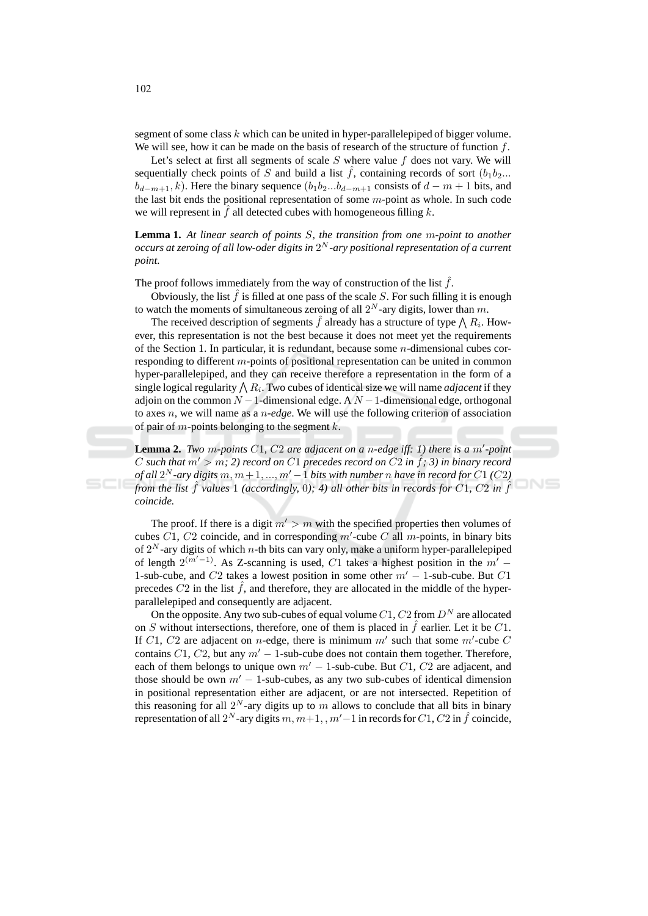segment of some class $k$ which can be united in hyper-parallelepiped of bigger volume. We will see, how it can be made on the basis of research of the structure of function $f$.

Let's select at first all segments of scale $S$ where value $f$ does not vary. We will sequentially check points of $S$ and build a list $\hat{f}$, containing records of sort $(b_1 b_2 ... b_{d-m+1}, k)$. Here the binary sequence $(b_1 b_2 ... b_{d-m+1}$ consists of $d - m + 1$ bits, and the last bit ends the positional representation of some $m$-point as whole. In such code we will represent in $\hat{f}$ all detected cubes with homogeneous filling $k$.

**Lemma 1.** *At linear search of points $S$, the transition from one $m$-point to another occurs at zeroing of all low-oder digits in $2^N$-ary positional representation of a current point.*

The proof follows immediately from the way of construction of the list $\hat{f}$.

Obviously, the list $\hat{f}$ is filled at one pass of the scale $S$. For such filling it is enough to watch the moments of simultaneous zeroing of all $2^N$-ary digits, lower than $m$.

The received description of segments $\hat{f}$ already has a structure of type $\bigwedge R_i$. However, this representation is not the best because it does not meet yet the requirements of the Section 1. In particular, it is redundant, because some $n$-dimensional cubes corresponding to different $m$-points of positional representation can be united in common hyper-parallelepiped, and they can receive therefore a representation in the form of a single logical regularity $\bigwedge R_i$. Two cubes of identical size we will name *adjacent* if they adjoin on the common $N - 1$-dimensional edge. A $N - 1$-dimensional edge, orthogonal to axes $n$, we will name as a *n-edge*. We will use the following criterion of association of pair of $m$-points belonging to the segment $k$.

**Lemma 2.** *Two $m$-points $C1$, $C2$ are adjacent on a $n$-edge iff: 1) there is a $m'$-point $C$ such that $m' > m$; 2) record on $C1$ precedes record on $C2$ in $\hat{f}$; 3) in binary record of all $2^N$-ary digits $m, m+1, ..., m'-1$ bits with number $n$ have in record for $C1$ ($C2$) from the list $\hat{f}$ values $1$ (accordingly, $0$); 4) all other bits in records for $C1$, $C2$ in $\hat{f}$ coincide.*

The proof. If there is a digit $m' > m$ with the specified properties then volumes of cubes $C1$, $C2$ coincide, and in corresponding $m'$-cube $C$ all $m$-points, in binary bits of $2^N$-ary digits of which $n$-th bits can vary only, make a uniform hyper-parallelepiped of length $2^{(m'-1)}$. As Z-scanning is used, $C1$ takes a highest position in the $m' - 1$-sub-cube, and $C2$ takes a lowest position in some other $m' - 1$-sub-cube. But $C1$ precedes $C2$ in the list $\hat{f}$, and therefore, they are allocated in the middle of the hyper-parallelepiped and consequently are adjacent.

On the opposite. Any two sub-cubes of equal volume $C1$, $C2$ from $D^N$ are allocated on $S$ without intersections, therefore, one of them is placed in $\hat{f}$ earlier. Let it be $C1$. If $C1$, $C2$ are adjacent on $n$-edge, there is minimum $m'$ such that some $m'$-cube $C$ contains $C1$, $C2$, but any $m' - 1$-sub-cube does not contain them together. Therefore, each of them belongs to unique own $m' - 1$-sub-cube. But $C1$, $C2$ are adjacent, and those should be own $m' - 1$-sub-cubes, as any two sub-cubes of identical dimension in positional representation either are adjacent, or are not intersected. Repetition of this reasoning for all $2^N$-ary digits up to $m$ allows to conclude that all bits in binary representation of all $2^N$-ary digits $m, m+1, , m'-1$ in records for $C1$, $C2$ in $\hat{f}$ coincide,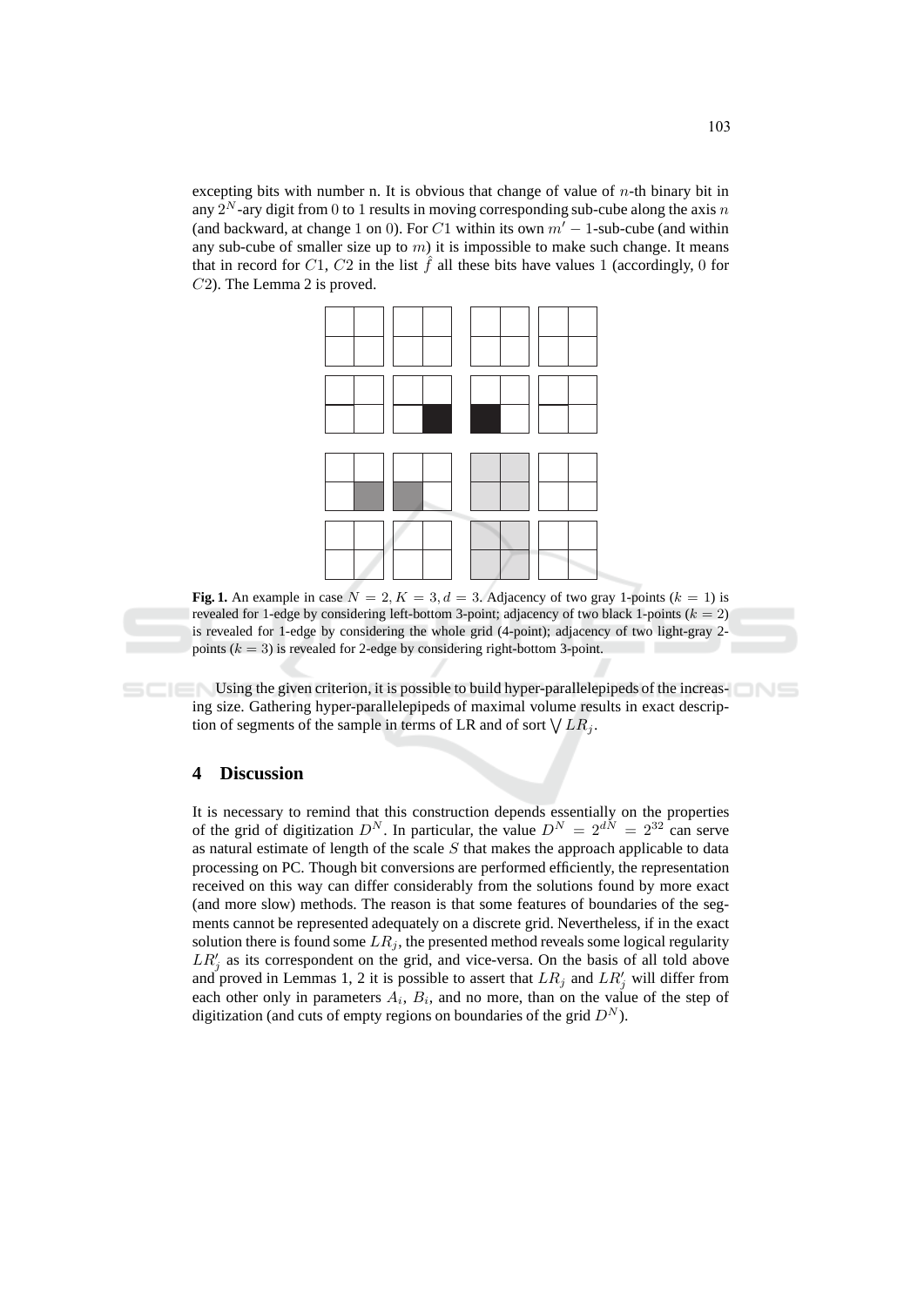excepting bits with number n. It is obvious that change of value of $n$-th binary bit in any $2^N$-ary digit from 0 to 1 results in moving corresponding sub-cube along the axis $n$ (and backward, at change 1 on 0). For $C1$ within its own $m' - 1$-sub-cube (and within any sub-cube of smaller size up to $m$) it is impossible to make such change. It means that in record for $C1$, $C2$ in the list $\hat{f}$ all these bits have values 1 (accordingly, 0 for $C2$). The Lemma 2 is proved.

**Fig. 1.** An example in case $N = 2, K = 3, d = 3$. Adjacency of two gray 1-points ($k = 1$) is revealed for 1-edge by considering left-bottom 3-point; adjacency of two black 1-points ($k = 2$) is revealed for 1-edge by considering the whole grid (4-point); adjacency of two light-gray 2-points ($k = 3$) is revealed for 2-edge by considering right-bottom 3-point.

Using the given criterion, it is possible to build hyper-parallelepipeds of the increasing size. Gathering hyper-parallelepipeds of maximal volume results in exact description of segments of the sample in terms of LR and of sort $\bigvee LR_j$.

## 4 Discussion

It is necessary to remind that this construction depends essentially on the properties of the grid of digitization $D^N$. In particular, the value $D^N = 2^{dN} = 2^{32}$ can serve as natural estimate of length of the scale $S$ that makes the approach applicable to data processing on PC. Though bit conversions are performed efficiently, the representation received on this way can differ considerably from the solutions found by more exact (and more slow) methods. The reason is that some features of boundaries of the segments cannot be represented adequately on a discrete grid. Nevertheless, if in the exact solution there is found some $LR_j$, the presented method reveals some logical regularity $LR'_j$ as its correspondent on the grid, and vice-versa. On the basis of all told above and proved in Lemmas 1, 2 it is possible to assert that $LR_j$ and $LR'_j$ will differ from each other only in parameters $A_i$, $B_i$, and no more, than on the value of the step of digitization (and cuts of empty regions on boundaries of the grid $D^N$).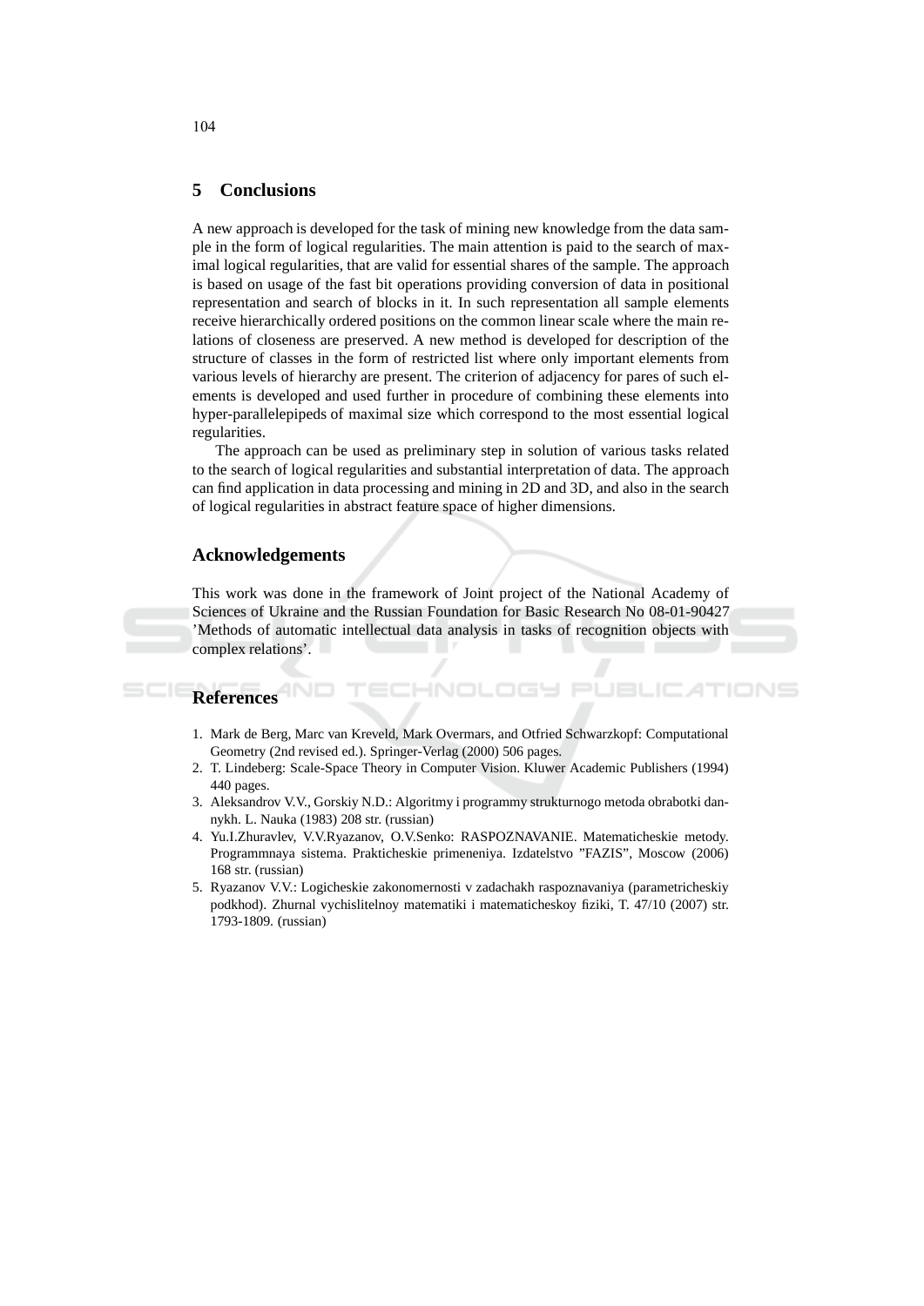## 5 Conclusions

A new approach is developed for the task of mining new knowledge from the data sample in the form of logical regularities. The main attention is paid to the search of maximal logical regularities, that are valid for essential shares of the sample. The approach is based on usage of the fast bit operations providing conversion of data in positional representation and search of blocks in it. In such representation all sample elements receive hierarchically ordered positions on the common linear scale where the main relations of closeness are preserved. A new method is developed for description of the structure of classes in the form of restricted list where only important elements from various levels of hierarchy are present. The criterion of adjacency for pares of such elements is developed and used further in procedure of combining these elements into hyper-parallelepipeds of maximal size which correspond to the most essential logical regularities.

The approach can be used as preliminary step in solution of various tasks related to the search of logical regularities and substantial interpretation of data. The approach can find application in data processing and mining in 2D and 3D, and also in the search of logical regularities in abstract feature space of higher dimensions.

## Acknowledgements

This work was done in the framework of Joint project of the National Academy of Sciences of Ukraine and the Russian Foundation for Basic Research No 08-01-90427 'Methods of automatic intellectual data analysis in tasks of recognition objects with complex relations'.

## References

1. Mark de Berg, Marc van Kreveld, Mark Overmars, and Otfried Schwarzkopf: Computational Geometry (2nd revised ed.). Springer-Verlag (2000) 506 pages.
2. T. Lindeberg: Scale-Space Theory in Computer Vision. Kluwer Academic Publishers (1994) 440 pages.
3. Aleksandrov V.V., Gorskiy N.D.: Algoritmy i programmy strukturnogo metoda obrabotki dannykh. L. Nauka (1983) 208 str. (russian)
4. Yu.I.Zhuravlev, V.V.Ryazanov, O.V.Senko: RASPOZNAVANIE. Matematicheskie metody. Programmnaya sistema. Prakticheskie primeneniya. Izdatelstvo "FAZIS", Moscow (2006) 168 str. (russian)
5. Ryazanov V.V.: Logicheskie zakonomernosti v zadachakh raspoznavaniya (parametricheskiy podkhod). Zhurnal vychislitelnoy matematiki i matematicheskoy fiziki, T. 47/10 (2007) str. 1793-1809. (russian)